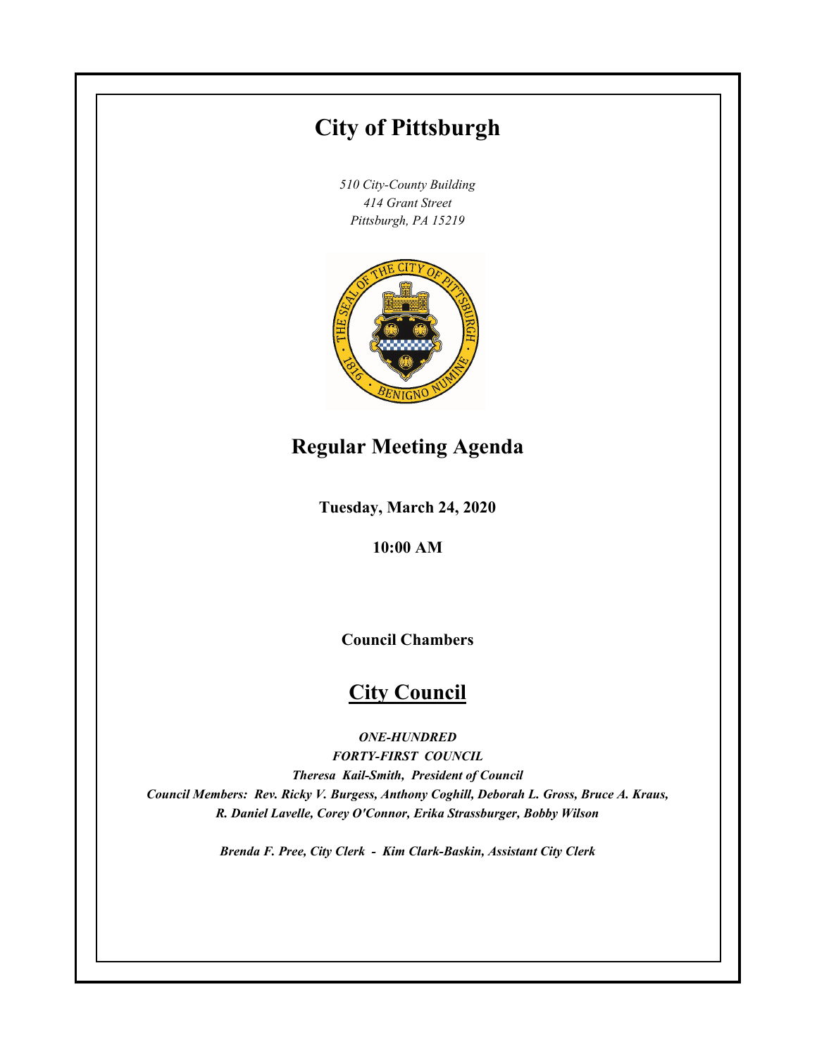# City of Pittsburgh

*510 City-County Building*
*414 Grant Street*
*Pittsburgh, PA 15219*

## Regular Meeting Agenda

**Tuesday, March 24, 2020**

**10:00 AM**

**Council Chambers**

## City Council

***ONE-HUNDRED***
***FORTY-FIRST COUNCIL***
***Theresa Kail-Smith, President of Council***
***Council Members: Rev. Ricky V. Burgess, Anthony Coghill, Deborah L. Gross, Bruce A. Kraus, R. Daniel Lavelle, Corey O'Connor, Erika Strassburger, Bobby Wilson***

***Brenda F. Pree, City Clerk - Kim Clark-Baskin, Assistant City Clerk***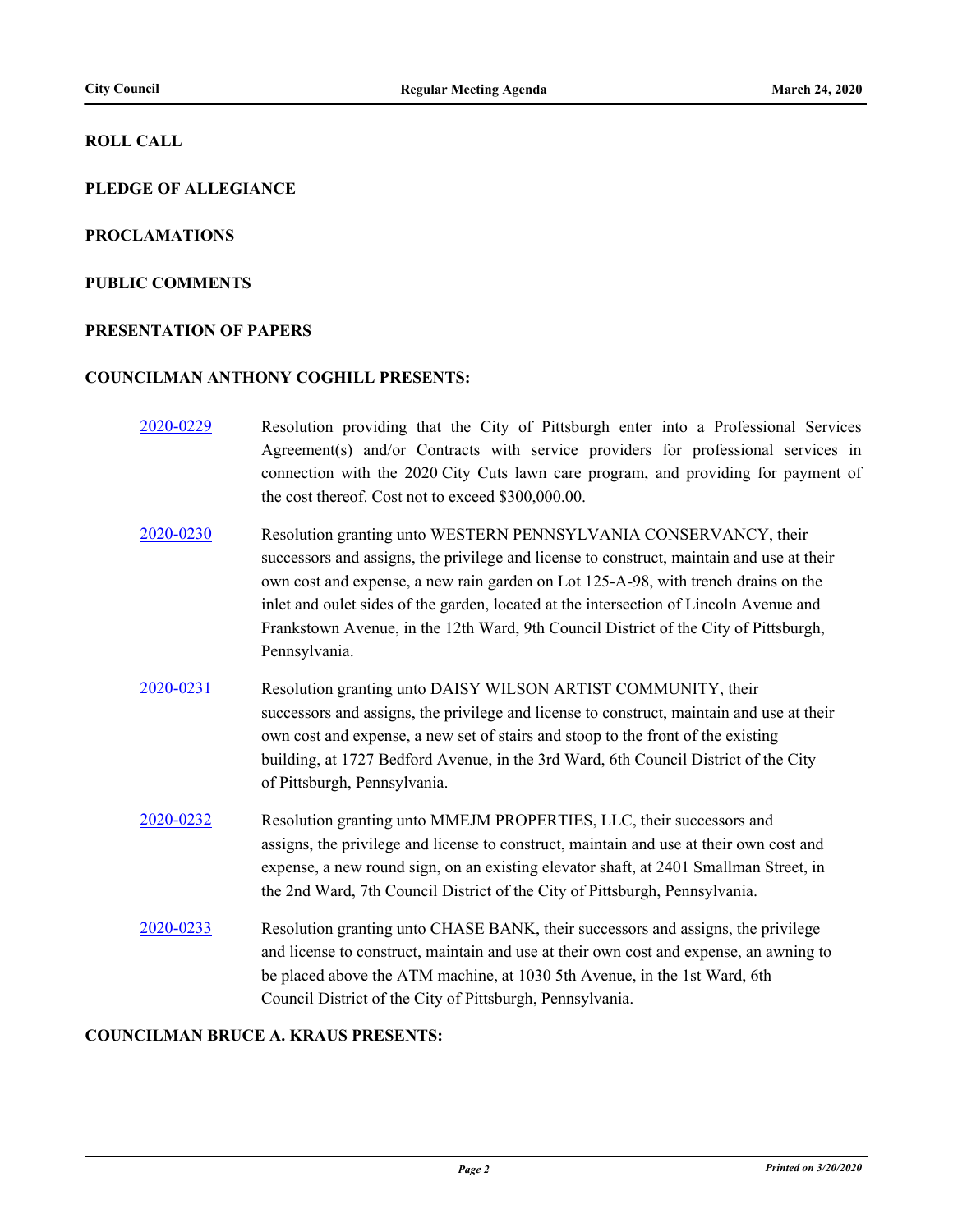**ROLL CALL**

**PLEDGE OF ALLEGIANCE**

**PROCLAMATIONS**

**PUBLIC COMMENTS**

**PRESENTATION OF PAPERS**

**COUNCILMAN ANTHONY COGHILL PRESENTS:**

2020-0229 Resolution providing that the City of Pittsburgh enter into a Professional Services Agreement(s) and/or Contracts with service providers for professional services in connection with the 2020 City Cuts lawn care program, and providing for payment of the cost thereof. Cost not to exceed $300,000.00.

2020-0230 Resolution granting unto WESTERN PENNSYLVANIA CONSERVANCY, their successors and assigns, the privilege and license to construct, maintain and use at their own cost and expense, a new rain garden on Lot 125-A-98, with trench drains on the inlet and oulet sides of the garden, located at the intersection of Lincoln Avenue and Frankstown Avenue, in the 12th Ward, 9th Council District of the City of Pittsburgh, Pennsylvania.

2020-0231 Resolution granting unto DAISY WILSON ARTIST COMMUNITY, their successors and assigns, the privilege and license to construct, maintain and use at their own cost and expense, a new set of stairs and stoop to the front of the existing building, at 1727 Bedford Avenue, in the 3rd Ward, 6th Council District of the City of Pittsburgh, Pennsylvania.

2020-0232 Resolution granting unto MMEJM PROPERTIES, LLC, their successors and assigns, the privilege and license to construct, maintain and use at their own cost and expense, a new round sign, on an existing elevator shaft, at 2401 Smallman Street, in the 2nd Ward, 7th Council District of the City of Pittsburgh, Pennsylvania.

2020-0233 Resolution granting unto CHASE BANK, their successors and assigns, the privilege and license to construct, maintain and use at their own cost and expense, an awning to be placed above the ATM machine, at 1030 5th Avenue, in the 1st Ward, 6th Council District of the City of Pittsburgh, Pennsylvania.

**COUNCILMAN BRUCE A. KRAUS PRESENTS:**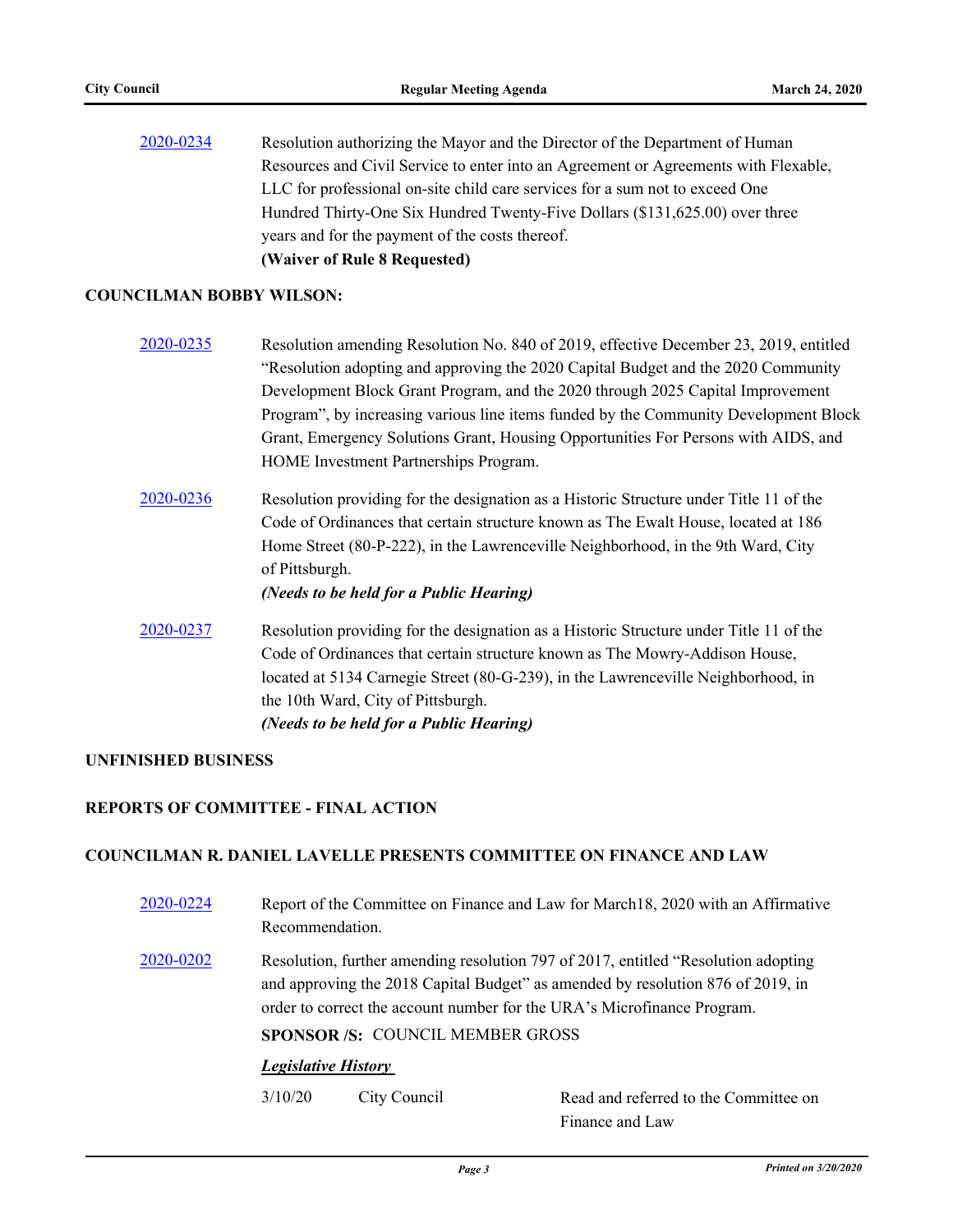2020-0234 Resolution authorizing the Mayor and the Director of the Department of Human Resources and Civil Service to enter into an Agreement or Agreements with Flexable, LLC for professional on-site child care services for a sum not to exceed One Hundred Thirty-One Six Hundred Twenty-Five Dollars ($131,625.00) over three years and for the payment of the costs thereof.

**(Waiver of Rule 8 Requested)**

**COUNCILMAN BOBBY WILSON:**

2020-0235 Resolution amending Resolution No. 840 of 2019, effective December 23, 2019, entitled "Resolution adopting and approving the 2020 Capital Budget and the 2020 Community Development Block Grant Program, and the 2020 through 2025 Capital Improvement Program", by increasing various line items funded by the Community Development Block Grant, Emergency Solutions Grant, Housing Opportunities For Persons with AIDS, and HOME Investment Partnerships Program.

2020-0236 Resolution providing for the designation as a Historic Structure under Title 11 of the Code of Ordinances that certain structure known as The Ewalt House, located at 186 Home Street (80-P-222), in the Lawrenceville Neighborhood, in the 9th Ward, City of Pittsburgh.

***(Needs to be held for a Public Hearing)***

2020-0237 Resolution providing for the designation as a Historic Structure under Title 11 of the Code of Ordinances that certain structure known as The Mowry-Addison House, located at 5134 Carnegie Street (80-G-239), in the Lawrenceville Neighborhood, in the 10th Ward, City of Pittsburgh.

***(Needs to be held for a Public Hearing)***

**UNFINISHED BUSINESS**

**REPORTS OF COMMITTEE - FINAL ACTION**

**COUNCILMAN R. DANIEL LAVELLE PRESENTS COMMITTEE ON FINANCE AND LAW**

2020-0224 Report of the Committee on Finance and Law for March18, 2020 with an Affirmative Recommendation.

2020-0202 Resolution, further amending resolution 797 of 2017, entitled "Resolution adopting and approving the 2018 Capital Budget" as amended by resolution 876 of 2019, in order to correct the account number for the URA's Microfinance Program.

**SPONSOR /S:** COUNCIL MEMBER GROSS

***Legislative History***

| | | |
|---|---|---|
| 3/10/20 | City Council | Read and referred to the Committee on Finance and Law |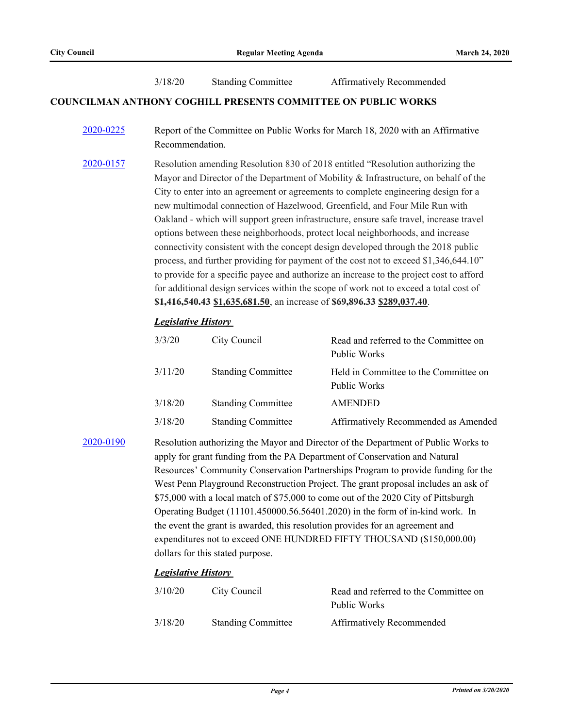| | | |
|---|---|---|
| 3/18/20 | Standing Committee | Affirmatively Recommended |

**COUNCILMAN ANTHONY COGHILL PRESENTS COMMITTEE ON PUBLIC WORKS**

[2020-0225] Report of the Committee on Public Works for March 18, 2020 with an Affirmative Recommendation.

[2020-0157] Resolution amending Resolution 830 of 2018 entitled "Resolution authorizing the Mayor and Director of the Department of Mobility & Infrastructure, on behalf of the City to enter into an agreement or agreements to complete engineering design for a new multimodal connection of Hazelwood, Greenfield, and Four Mile Run with Oakland - which will support green infrastructure, ensure safe travel, increase travel options between these neighborhoods, protect local neighborhoods, and increase connectivity consistent with the concept design developed through the 2018 public process, and further providing for payment of the cost not to exceed $1,346,644.10" to provide for a specific payee and authorize an increase to the project cost to afford for additional design services within the scope of work not to exceed a total cost of ~~**$1,416,540.43**~~ **$1,635,681.50**, an increase of ~~**$69,896.33**~~ **$289,037.40**.

***Legislative History***

| | | |
|---|---|---|
| 3/3/20 | City Council | Read and referred to the Committee on Public Works |
| 3/11/20 | Standing Committee | Held in Committee to the Committee on Public Works |
| 3/18/20 | Standing Committee | AMENDED |
| 3/18/20 | Standing Committee | Affirmatively Recommended as Amended |

[2020-0190] Resolution authorizing the Mayor and Director of the Department of Public Works to apply for grant funding from the PA Department of Conservation and Natural Resources' Community Conservation Partnerships Program to provide funding for the West Penn Playground Reconstruction Project. The grant proposal includes an ask of $75,000 with a local match of $75,000 to come out of the 2020 City of Pittsburgh Operating Budget (11101.450000.56.56401.2020) in the form of in-kind work. In the event the grant is awarded, this resolution provides for an agreement and expenditures not to exceed ONE HUNDRED FIFTY THOUSAND ($150,000.00) dollars for this stated purpose.

***Legislative History***

| | | |
|---|---|---|
| 3/10/20 | City Council | Read and referred to the Committee on Public Works |
| 3/18/20 | Standing Committee | Affirmatively Recommended |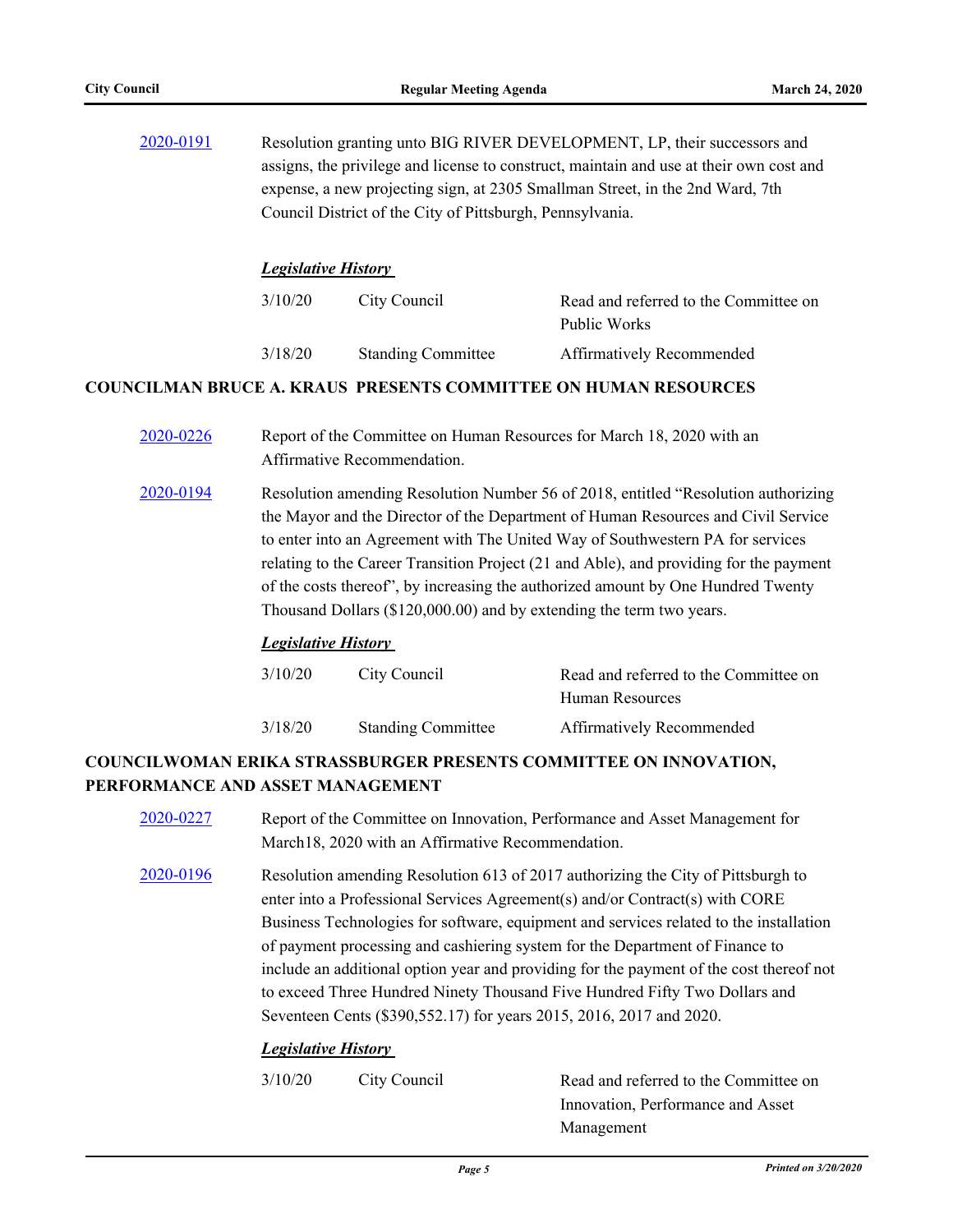2020-0191 Resolution granting unto BIG RIVER DEVELOPMENT, LP, their successors and assigns, the privilege and license to construct, maintain and use at their own cost and expense, a new projecting sign, at 2305 Smallman Street, in the 2nd Ward, 7th Council District of the City of Pittsburgh, Pennsylvania.

***Legislative History***

| | | |
|---|---|---|
| 3/10/20 | City Council | Read and referred to the Committee on Public Works |
| 3/18/20 | Standing Committee | Affirmatively Recommended |

## COUNCILMAN BRUCE A. KRAUS PRESENTS COMMITTEE ON HUMAN RESOURCES

2020-0226 Report of the Committee on Human Resources for March 18, 2020 with an Affirmative Recommendation.

2020-0194 Resolution amending Resolution Number 56 of 2018, entitled "Resolution authorizing the Mayor and the Director of the Department of Human Resources and Civil Service to enter into an Agreement with The United Way of Southwestern PA for services relating to the Career Transition Project (21 and Able), and providing for the payment of the costs thereof", by increasing the authorized amount by One Hundred Twenty Thousand Dollars ($120,000.00) and by extending the term two years.

***Legislative History***

| | | |
|---|---|---|
| 3/10/20 | City Council | Read and referred to the Committee on Human Resources |
| 3/18/20 | Standing Committee | Affirmatively Recommended |

## COUNCILWOMAN ERIKA STRASSBURGER PRESENTS COMMITTEE ON INNOVATION, PERFORMANCE AND ASSET MANAGEMENT

2020-0227 Report of the Committee on Innovation, Performance and Asset Management for March18, 2020 with an Affirmative Recommendation.

2020-0196 Resolution amending Resolution 613 of 2017 authorizing the City of Pittsburgh to enter into a Professional Services Agreement(s) and/or Contract(s) with CORE Business Technologies for software, equipment and services related to the installation of payment processing and cashiering system for the Department of Finance to include an additional option year and providing for the payment of the cost thereof not to exceed Three Hundred Ninety Thousand Five Hundred Fifty Two Dollars and Seventeen Cents ($390,552.17) for years 2015, 2016, 2017 and 2020.

***Legislative History***

| | | |
|---|---|---|
| 3/10/20 | City Council | Read and referred to the Committee on Innovation, Performance and Asset Management |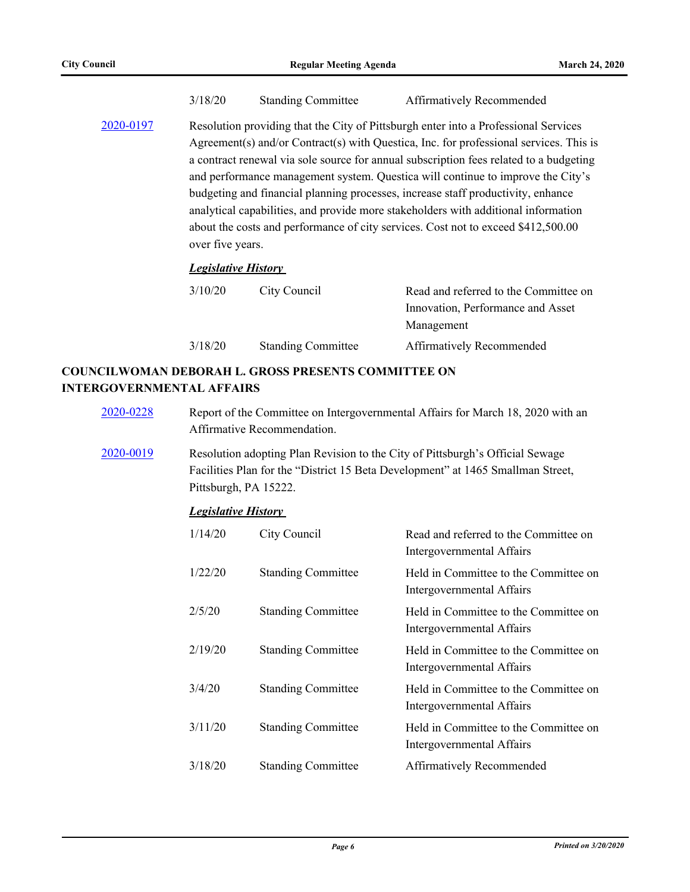| | | |
|---|---|---|
| 3/18/20 | Standing Committee | Affirmatively Recommended |

2020-0197

Resolution providing that the City of Pittsburgh enter into a Professional Services Agreement(s) and/or Contract(s) with Questica, Inc. for professional services. This is a contract renewal via sole source for annual subscription fees related to a budgeting and performance management system. Questica will continue to improve the City's budgeting and financial planning processes, increase staff productivity, enhance analytical capabilities, and provide more stakeholders with additional information about the costs and performance of city services. Cost not to exceed $412,500.00 over five years.

***Legislative History***

| | | |
|---|---|---|
| 3/10/20 | City Council | Read and referred to the Committee on Innovation, Performance and Asset Management |
| 3/18/20 | Standing Committee | Affirmatively Recommended |

**COUNCILWOMAN DEBORAH L. GROSS PRESENTS COMMITTEE ON INTERGOVERNMENTAL AFFAIRS**

2020-0228

Report of the Committee on Intergovernmental Affairs for March 18, 2020 with an Affirmative Recommendation.

2020-0019

Resolution adopting Plan Revision to the City of Pittsburgh's Official Sewage Facilities Plan for the "District 15 Beta Development" at 1465 Smallman Street, Pittsburgh, PA 15222.

***Legislative History***

| | | |
|---|---|---|
| 1/14/20 | City Council | Read and referred to the Committee on Intergovernmental Affairs |
| 1/22/20 | Standing Committee | Held in Committee to the Committee on Intergovernmental Affairs |
| 2/5/20 | Standing Committee | Held in Committee to the Committee on Intergovernmental Affairs |
| 2/19/20 | Standing Committee | Held in Committee to the Committee on Intergovernmental Affairs |
| 3/4/20 | Standing Committee | Held in Committee to the Committee on Intergovernmental Affairs |
| 3/11/20 | Standing Committee | Held in Committee to the Committee on Intergovernmental Affairs |
| 3/18/20 | Standing Committee | Affirmatively Recommended |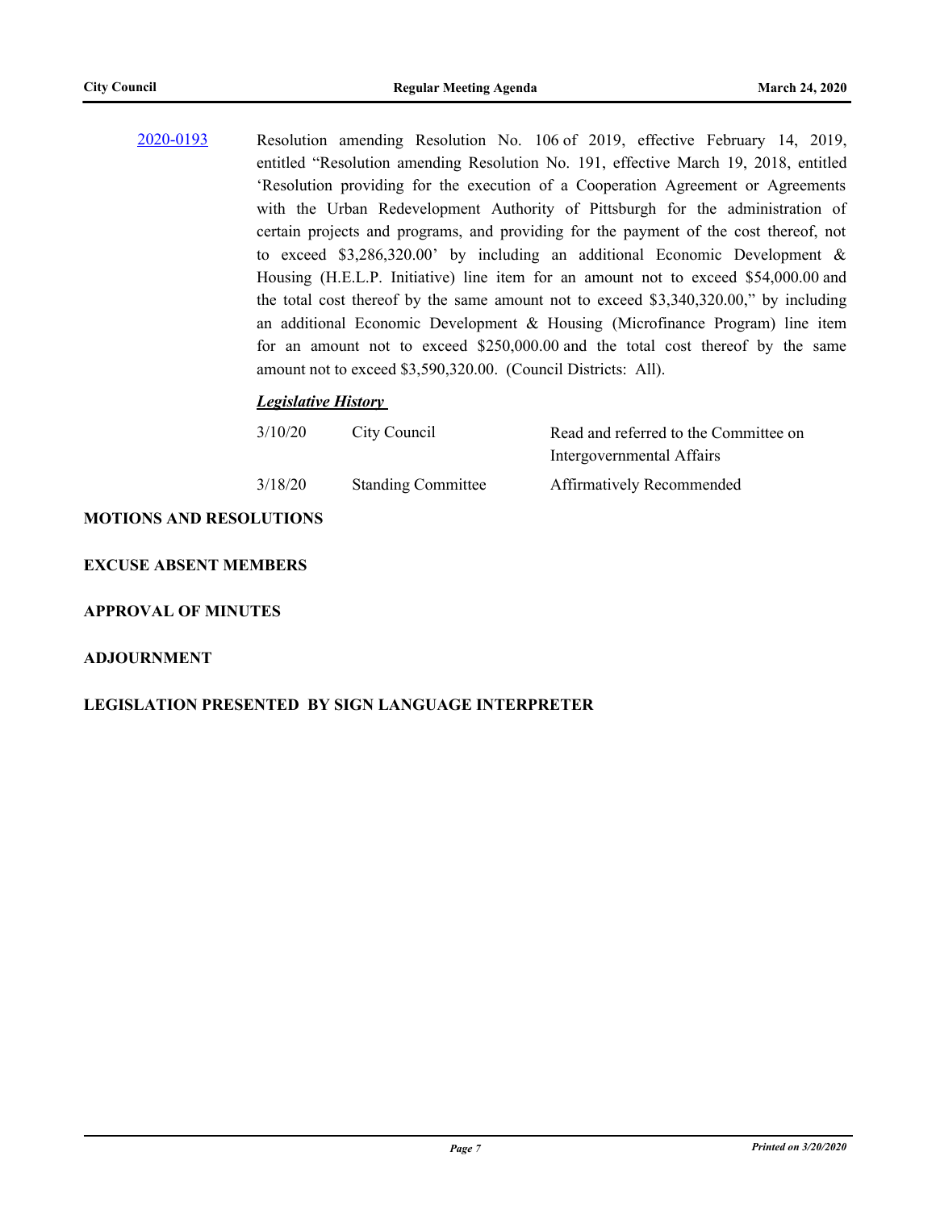2020-0193 Resolution amending Resolution No. 106 of 2019, effective February 14, 2019, entitled "Resolution amending Resolution No. 191, effective March 19, 2018, entitled 'Resolution providing for the execution of a Cooperation Agreement or Agreements with the Urban Redevelopment Authority of Pittsburgh for the administration of certain projects and programs, and providing for the payment of the cost thereof, not to exceed $3,286,320.00' by including an additional Economic Development & Housing (H.E.L.P. Initiative) line item for an amount not to exceed $54,000.00 and the total cost thereof by the same amount not to exceed $3,340,320.00," by including an additional Economic Development & Housing (Microfinance Program) line item for an amount not to exceed $250,000.00 and the total cost thereof by the same amount not to exceed $3,590,320.00. (Council Districts: All).

***Legislative History***

| | | |
|---|---|---|
| 3/10/20 | City Council | Read and referred to the Committee on Intergovernmental Affairs |
| 3/18/20 | Standing Committee | Affirmatively Recommended |

**MOTIONS AND RESOLUTIONS**

**EXCUSE ABSENT MEMBERS**

**APPROVAL OF MINUTES**

**ADJOURNMENT**

**LEGISLATION PRESENTED BY SIGN LANGUAGE INTERPRETER**